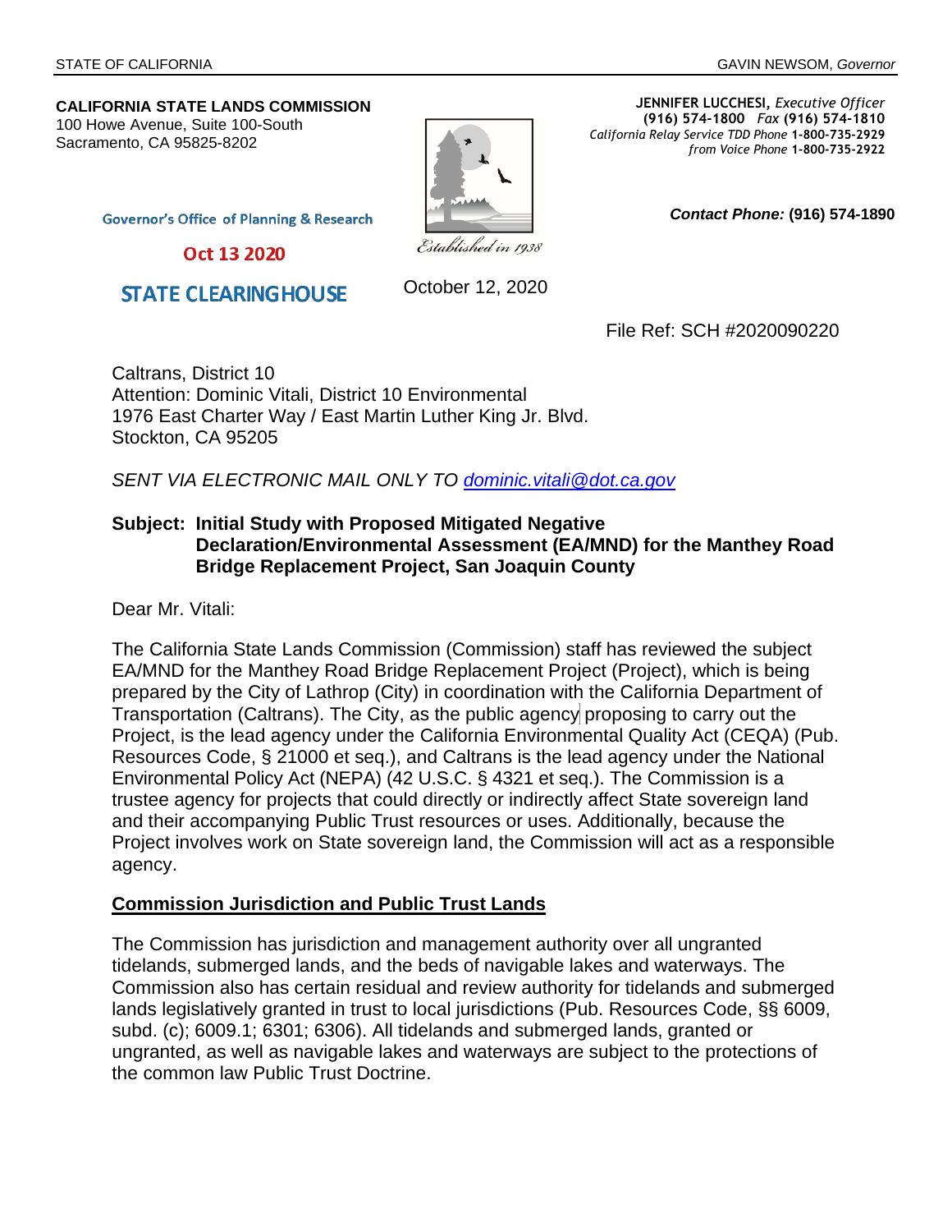STATE OF CALIFORNIA GAVIN NEWSOM, *Governor*

**CALIFORNIA STATE LANDS COMMISSION**
100 Howe Avenue, Suite 100-South
Sacramento, CA 95825-8202

**JENNIFER LUCCHESI,** *Executive Officer*
**(916) 574-1800** *Fax* **(916) 574-1810**
*California Relay Service TDD Phone* **1-800-735-2929**
*from Voice Phone* **1-800-735-2922**

*Established in 1938*

Governor's Office of Planning & Research

Oct 13 2020

STATE CLEARINGHOUSE

***Contact Phone:*** **(916) 574-1890**

October 12, 2020

File Ref: SCH #2020090220

Caltrans, District 10
Attention: Dominic Vitali, District 10 Environmental
1976 East Charter Way / East Martin Luther King Jr. Blvd.
Stockton, CA 95205

*SENT VIA ELECTRONIC MAIL ONLY TO [dominic.vitali@dot.ca.gov](mailto:dominic.vitali@dot.ca.gov)*

**Subject: Initial Study with Proposed Mitigated Negative Declaration/Environmental Assessment (EA/MND) for the Manthey Road Bridge Replacement Project, San Joaquin County**

Dear Mr. Vitali:

The California State Lands Commission (Commission) staff has reviewed the subject EA/MND for the Manthey Road Bridge Replacement Project (Project), which is being prepared by the City of Lathrop (City) in coordination with the California Department of Transportation (Caltrans). The City, as the public agency proposing to carry out the Project, is the lead agency under the California Environmental Quality Act (CEQA) (Pub. Resources Code, § 21000 et seq.), and Caltrans is the lead agency under the National Environmental Policy Act (NEPA) (42 U.S.C. § 4321 et seq.). The Commission is a trustee agency for projects that could directly or indirectly affect State sovereign land and their accompanying Public Trust resources or uses. Additionally, because the Project involves work on State sovereign land, the Commission will act as a responsible agency.

## Commission Jurisdiction and Public Trust Lands

The Commission has jurisdiction and management authority over all ungranted tidelands, submerged lands, and the beds of navigable lakes and waterways. The Commission also has certain residual and review authority for tidelands and submerged lands legislatively granted in trust to local jurisdictions (Pub. Resources Code, §§ 6009, subd. (c); 6009.1; 6301; 6306). All tidelands and submerged lands, granted or ungranted, as well as navigable lakes and waterways are subject to the protections of the common law Public Trust Doctrine.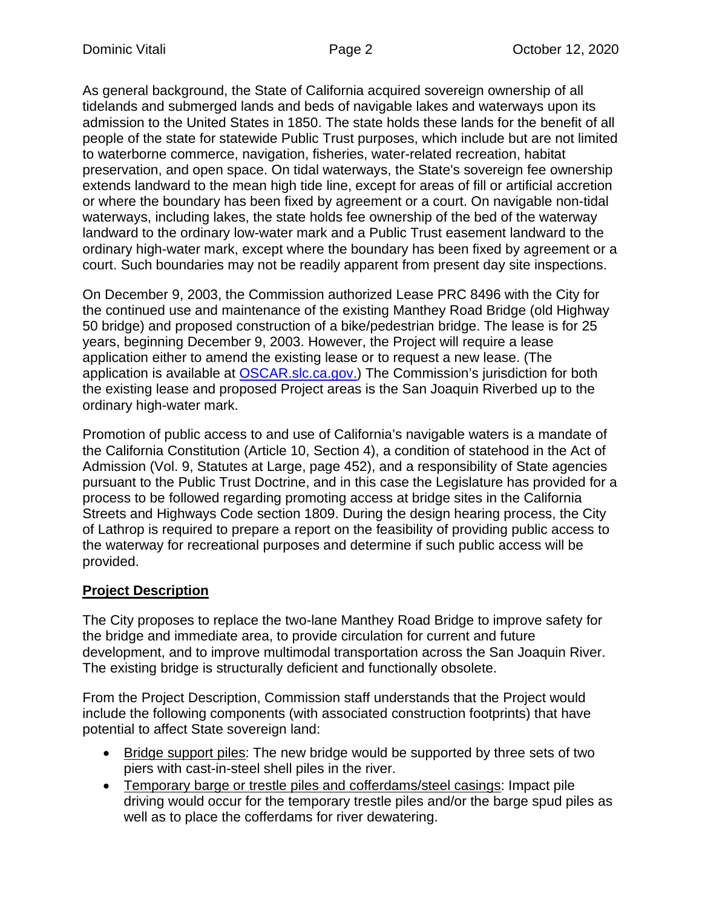As general background, the State of California acquired sovereign ownership of all tidelands and submerged lands and beds of navigable lakes and waterways upon its admission to the United States in 1850. The state holds these lands for the benefit of all people of the state for statewide Public Trust purposes, which include but are not limited to waterborne commerce, navigation, fisheries, water-related recreation, habitat preservation, and open space. On tidal waterways, the State's sovereign fee ownership extends landward to the mean high tide line, except for areas of fill or artificial accretion or where the boundary has been fixed by agreement or a court. On navigable non-tidal waterways, including lakes, the state holds fee ownership of the bed of the waterway landward to the ordinary low-water mark and a Public Trust easement landward to the ordinary high-water mark, except where the boundary has been fixed by agreement or a court. Such boundaries may not be readily apparent from present day site inspections.

On December 9, 2003, the Commission authorized Lease PRC 8496 with the City for the continued use and maintenance of the existing Manthey Road Bridge (old Highway 50 bridge) and proposed construction of a bike/pedestrian bridge. The lease is for 25 years, beginning December 9, 2003. However, the Project will require a lease application either to amend the existing lease or to request a new lease. (The application is available at [OSCAR.slc.ca.gov.](OSCAR.slc.ca.gov)) The Commission's jurisdiction for both the existing lease and proposed Project areas is the San Joaquin Riverbed up to the ordinary high-water mark.

Promotion of public access to and use of California's navigable waters is a mandate of the California Constitution (Article 10, Section 4), a condition of statehood in the Act of Admission (Vol. 9, Statutes at Large, page 452), and a responsibility of State agencies pursuant to the Public Trust Doctrine, and in this case the Legislature has provided for a process to be followed regarding promoting access at bridge sites in the California Streets and Highways Code section 1809. During the design hearing process, the City of Lathrop is required to prepare a report on the feasibility of providing public access to the waterway for recreational purposes and determine if such public access will be provided.

## Project Description

The City proposes to replace the two-lane Manthey Road Bridge to improve safety for the bridge and immediate area, to provide circulation for current and future development, and to improve multimodal transportation across the San Joaquin River. The existing bridge is structurally deficient and functionally obsolete.

From the Project Description, Commission staff understands that the Project would include the following components (with associated construction footprints) that have potential to affect State sovereign land:

- Bridge support piles: The new bridge would be supported by three sets of two piers with cast-in-steel shell piles in the river.
- Temporary barge or trestle piles and cofferdams/steel casings: Impact pile driving would occur for the temporary trestle piles and/or the barge spud piles as well as to place the cofferdams for river dewatering.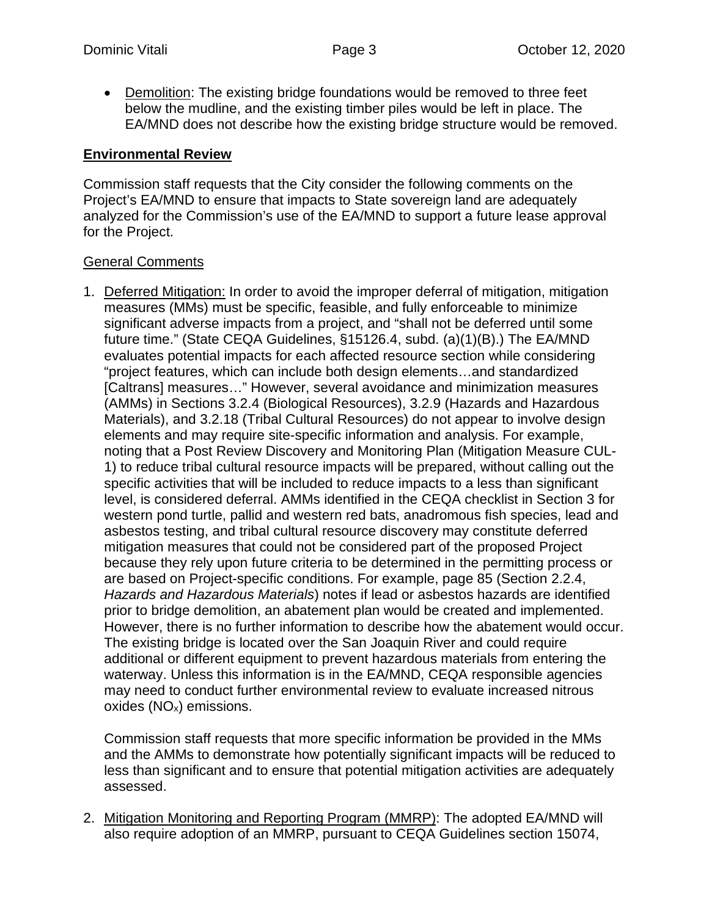- Demolition: The existing bridge foundations would be removed to three feet below the mudline, and the existing timber piles would be left in place. The EA/MND does not describe how the existing bridge structure would be removed.

## Environmental Review

Commission staff requests that the City consider the following comments on the Project's EA/MND to ensure that impacts to State sovereign land are adequately analyzed for the Commission's use of the EA/MND to support a future lease approval for the Project.

### General Comments

1. Deferred Mitigation: In order to avoid the improper deferral of mitigation, mitigation measures (MMs) must be specific, feasible, and fully enforceable to minimize significant adverse impacts from a project, and "shall not be deferred until some future time." (State CEQA Guidelines, §15126.4, subd. (a)(1)(B).) The EA/MND evaluates potential impacts for each affected resource section while considering "project features, which can include both design elements…and standardized [Caltrans] measures…" However, several avoidance and minimization measures (AMMs) in Sections 3.2.4 (Biological Resources), 3.2.9 (Hazards and Hazardous Materials), and 3.2.18 (Tribal Cultural Resources) do not appear to involve design elements and may require site-specific information and analysis. For example, noting that a Post Review Discovery and Monitoring Plan (Mitigation Measure CUL-1) to reduce tribal cultural resource impacts will be prepared, without calling out the specific activities that will be included to reduce impacts to a less than significant level, is considered deferral. AMMs identified in the CEQA checklist in Section 3 for western pond turtle, pallid and western red bats, anadromous fish species, lead and asbestos testing, and tribal cultural resource discovery may constitute deferred mitigation measures that could not be considered part of the proposed Project because they rely upon future criteria to be determined in the permitting process or are based on Project-specific conditions. For example, page 85 (Section 2.2.4, *Hazards and Hazardous Materials*) notes if lead or asbestos hazards are identified prior to bridge demolition, an abatement plan would be created and implemented. However, there is no further information to describe how the abatement would occur. The existing bridge is located over the San Joaquin River and could require additional or different equipment to prevent hazardous materials from entering the waterway. Unless this information is in the EA/MND, CEQA responsible agencies may need to conduct further environmental review to evaluate increased nitrous oxides ($NO_x$) emissions.

   Commission staff requests that more specific information be provided in the MMs and the AMMs to demonstrate how potentially significant impacts will be reduced to less than significant and to ensure that potential mitigation activities are adequately assessed.

2. Mitigation Monitoring and Reporting Program (MMRP): The adopted EA/MND will also require adoption of an MMRP, pursuant to CEQA Guidelines section 15074,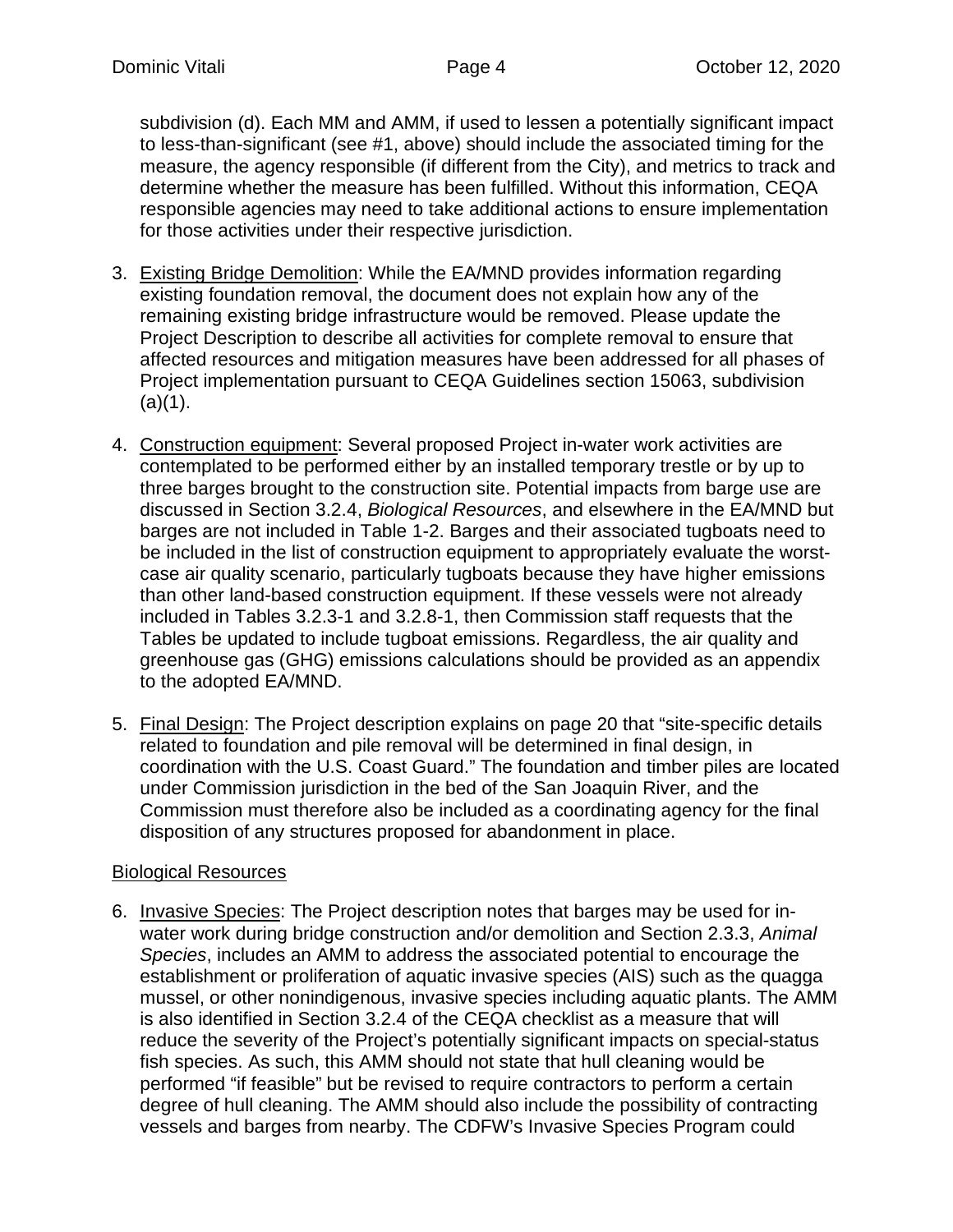subdivision (d). Each MM and AMM, if used to lessen a potentially significant impact to less-than-significant (see #1, above) should include the associated timing for the measure, the agency responsible (if different from the City), and metrics to track and determine whether the measure has been fulfilled. Without this information, CEQA responsible agencies may need to take additional actions to ensure implementation for those activities under their respective jurisdiction.

3. Existing Bridge Demolition: While the EA/MND provides information regarding existing foundation removal, the document does not explain how any of the remaining existing bridge infrastructure would be removed. Please update the Project Description to describe all activities for complete removal to ensure that affected resources and mitigation measures have been addressed for all phases of Project implementation pursuant to CEQA Guidelines section 15063, subdivision (a)(1).

4. Construction equipment: Several proposed Project in-water work activities are contemplated to be performed either by an installed temporary trestle or by up to three barges brought to the construction site. Potential impacts from barge use are discussed in Section 3.2.4, *Biological Resources*, and elsewhere in the EA/MND but barges are not included in Table 1-2. Barges and their associated tugboats need to be included in the list of construction equipment to appropriately evaluate the worst-case air quality scenario, particularly tugboats because they have higher emissions than other land-based construction equipment. If these vessels were not already included in Tables 3.2.3-1 and 3.2.8-1, then Commission staff requests that the Tables be updated to include tugboat emissions. Regardless, the air quality and greenhouse gas (GHG) emissions calculations should be provided as an appendix to the adopted EA/MND.

5. Final Design: The Project description explains on page 20 that "site-specific details related to foundation and pile removal will be determined in final design, in coordination with the U.S. Coast Guard." The foundation and timber piles are located under Commission jurisdiction in the bed of the San Joaquin River, and the Commission must therefore also be included as a coordinating agency for the final disposition of any structures proposed for abandonment in place.

Biological Resources

6. Invasive Species: The Project description notes that barges may be used for in-water work during bridge construction and/or demolition and Section 2.3.3, *Animal Species*, includes an AMM to address the associated potential to encourage the establishment or proliferation of aquatic invasive species (AIS) such as the quagga mussel, or other nonindigenous, invasive species including aquatic plants. The AMM is also identified in Section 3.2.4 of the CEQA checklist as a measure that will reduce the severity of the Project's potentially significant impacts on special-status fish species. As such, this AMM should not state that hull cleaning would be performed "if feasible" but be revised to require contractors to perform a certain degree of hull cleaning. The AMM should also include the possibility of contracting vessels and barges from nearby. The CDFW's Invasive Species Program could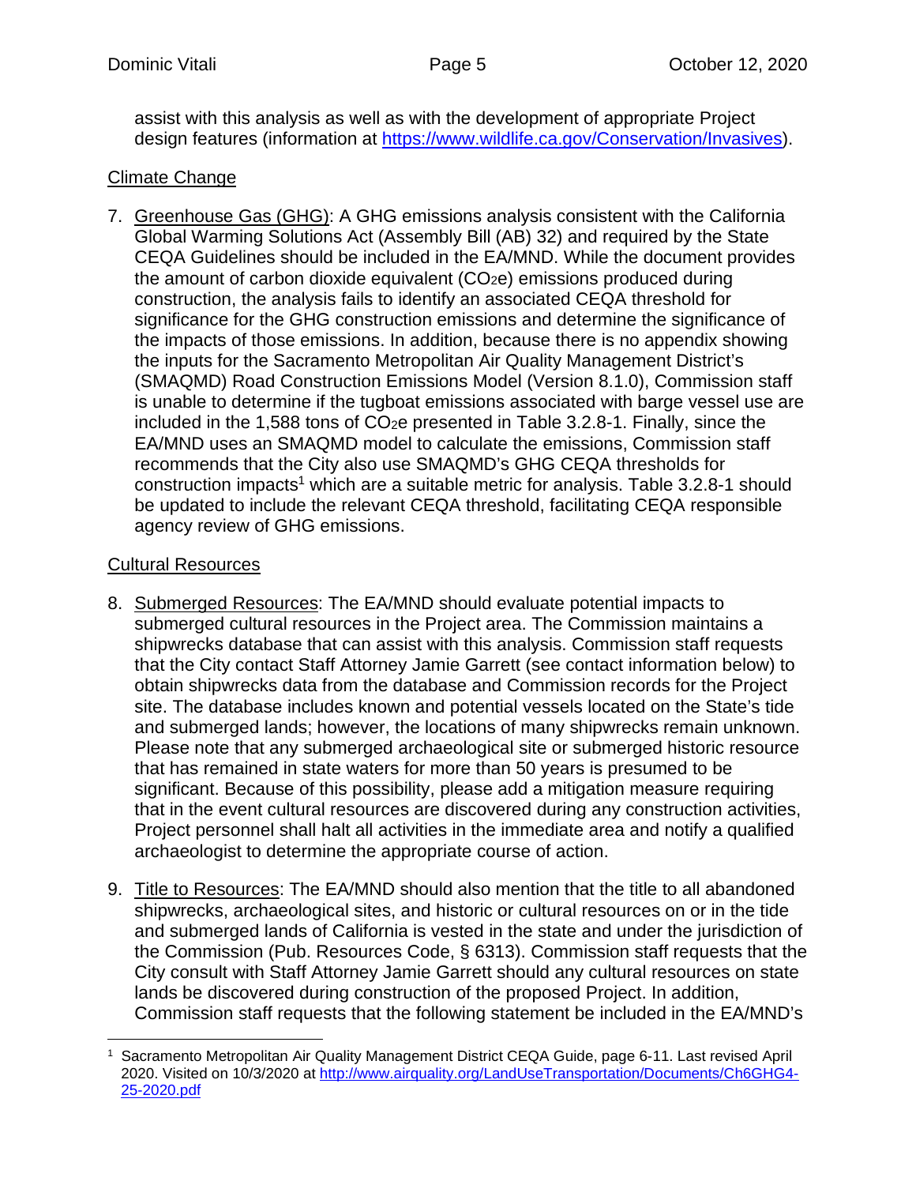assist with this analysis as well as with the development of appropriate Project design features (information at https://www.wildlife.ca.gov/Conservation/Invasives).

## Climate Change

7. Greenhouse Gas (GHG): A GHG emissions analysis consistent with the California Global Warming Solutions Act (Assembly Bill (AB) 32) and required by the State CEQA Guidelines should be included in the EA/MND. While the document provides the amount of carbon dioxide equivalent ($CO_2e$) emissions produced during construction, the analysis fails to identify an associated CEQA threshold for significance for the GHG construction emissions and determine the significance of the impacts of those emissions. In addition, because there is no appendix showing the inputs for the Sacramento Metropolitan Air Quality Management District's (SMAQMD) Road Construction Emissions Model (Version 8.1.0), Commission staff is unable to determine if the tugboat emissions associated with barge vessel use are included in the 1,588 tons of $CO_2e$ presented in Table 3.2.8-1. Finally, since the EA/MND uses an SMAQMD model to calculate the emissions, Commission staff recommends that the City also use SMAQMD's GHG CEQA thresholds for construction impacts[1] which are a suitable metric for analysis. Table 3.2.8-1 should be updated to include the relevant CEQA threshold, facilitating CEQA responsible agency review of GHG emissions.

## Cultural Resources

8. Submerged Resources: The EA/MND should evaluate potential impacts to submerged cultural resources in the Project area. The Commission maintains a shipwrecks database that can assist with this analysis. Commission staff requests that the City contact Staff Attorney Jamie Garrett (see contact information below) to obtain shipwrecks data from the database and Commission records for the Project site. The database includes known and potential vessels located on the State's tide and submerged lands; however, the locations of many shipwrecks remain unknown. Please note that any submerged archaeological site or submerged historic resource that has remained in state waters for more than 50 years is presumed to be significant. Because of this possibility, please add a mitigation measure requiring that in the event cultural resources are discovered during any construction activities, Project personnel shall halt all activities in the immediate area and notify a qualified archaeologist to determine the appropriate course of action.

9. Title to Resources: The EA/MND should also mention that the title to all abandoned shipwrecks, archaeological sites, and historic or cultural resources on or in the tide and submerged lands of California is vested in the state and under the jurisdiction of the Commission (Pub. Resources Code, § 6313). Commission staff requests that the City consult with Staff Attorney Jamie Garrett should any cultural resources on state lands be discovered during construction of the proposed Project. In addition, Commission staff requests that the following statement be included in the EA/MND's

---

[1] Sacramento Metropolitan Air Quality Management District CEQA Guide, page 6-11. Last revised April 2020. Visited on 10/3/2020 at http://www.airquality.org/LandUseTransportation/Documents/Ch6GHG4-25-2020.pdf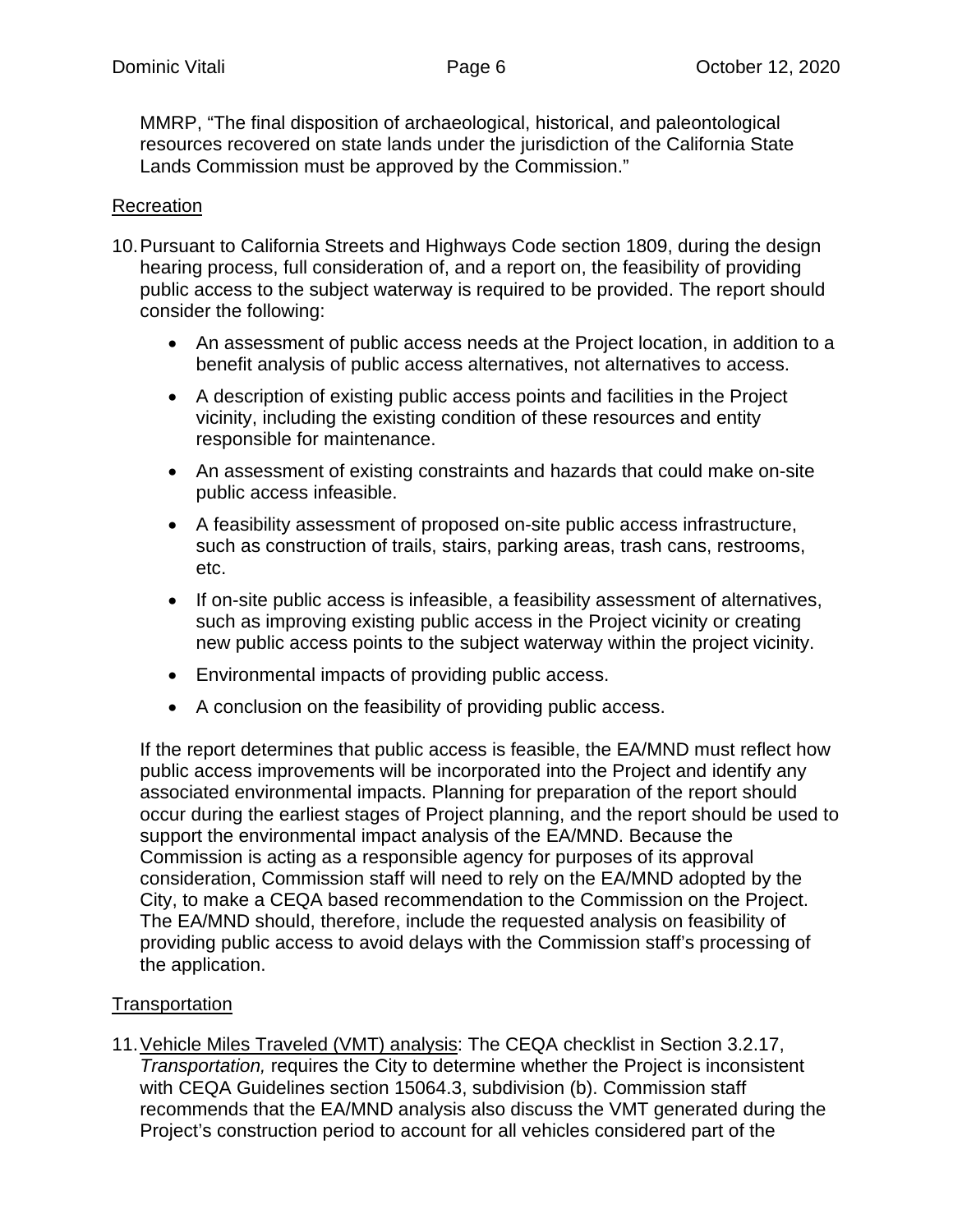MMRP, "The final disposition of archaeological, historical, and paleontological resources recovered on state lands under the jurisdiction of the California State Lands Commission must be approved by the Commission."

<u>Recreation</u>

10. Pursuant to California Streets and Highways Code section 1809, during the design hearing process, full consideration of, and a report on, the feasibility of providing public access to the subject waterway is required to be provided. The report should consider the following:

    - An assessment of public access needs at the Project location, in addition to a benefit analysis of public access alternatives, not alternatives to access.
    - A description of existing public access points and facilities in the Project vicinity, including the existing condition of these resources and entity responsible for maintenance.
    - An assessment of existing constraints and hazards that could make on-site public access infeasible.
    - A feasibility assessment of proposed on-site public access infrastructure, such as construction of trails, stairs, parking areas, trash cans, restrooms, etc.
    - If on-site public access is infeasible, a feasibility assessment of alternatives, such as improving existing public access in the Project vicinity or creating new public access points to the subject waterway within the project vicinity.
    - Environmental impacts of providing public access.
    - A conclusion on the feasibility of providing public access.

    If the report determines that public access is feasible, the EA/MND must reflect how public access improvements will be incorporated into the Project and identify any associated environmental impacts. Planning for preparation of the report should occur during the earliest stages of Project planning, and the report should be used to support the environmental impact analysis of the EA/MND. Because the Commission is acting as a responsible agency for purposes of its approval consideration, Commission staff will need to rely on the EA/MND adopted by the City, to make a CEQA based recommendation to the Commission on the Project. The EA/MND should, therefore, include the requested analysis on feasibility of providing public access to avoid delays with the Commission staff's processing of the application.

<u>Transportation</u>

11. <u>Vehicle Miles Traveled (VMT) analysis</u>: The CEQA checklist in Section 3.2.17, *Transportation,* requires the City to determine whether the Project is inconsistent with CEQA Guidelines section 15064.3, subdivision (b). Commission staff recommends that the EA/MND analysis also discuss the VMT generated during the Project's construction period to account for all vehicles considered part of the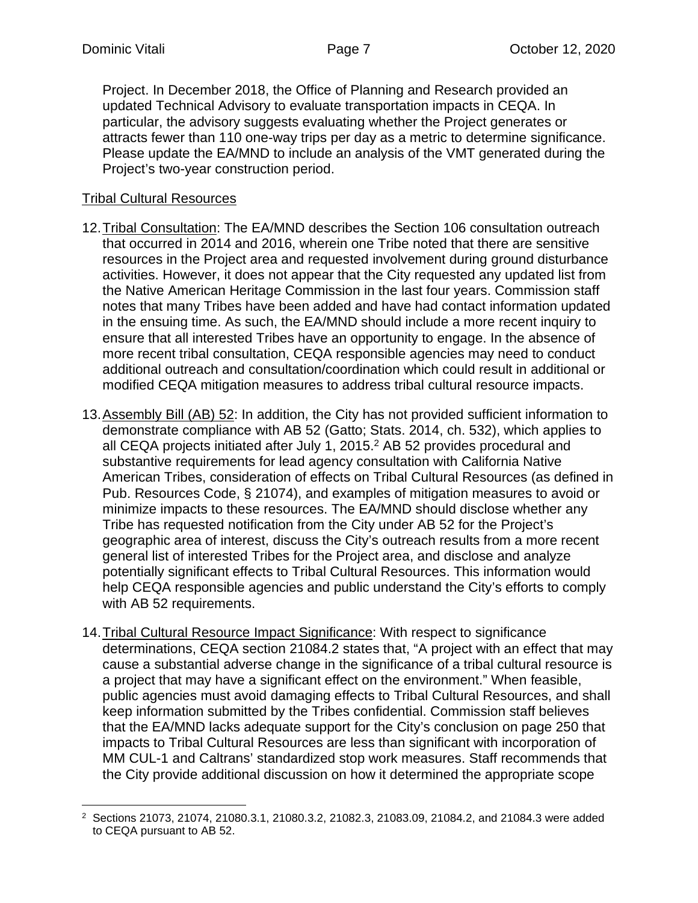Project. In December 2018, the Office of Planning and Research provided an updated Technical Advisory to evaluate transportation impacts in CEQA. In particular, the advisory suggests evaluating whether the Project generates or attracts fewer than 110 one-way trips per day as a metric to determine significance. Please update the EA/MND to include an analysis of the VMT generated during the Project's two-year construction period.

Tribal Cultural Resources

12. Tribal Consultation: The EA/MND describes the Section 106 consultation outreach that occurred in 2014 and 2016, wherein one Tribe noted that there are sensitive resources in the Project area and requested involvement during ground disturbance activities. However, it does not appear that the City requested any updated list from the Native American Heritage Commission in the last four years. Commission staff notes that many Tribes have been added and have had contact information updated in the ensuing time. As such, the EA/MND should include a more recent inquiry to ensure that all interested Tribes have an opportunity to engage. In the absence of more recent tribal consultation, CEQA responsible agencies may need to conduct additional outreach and consultation/coordination which could result in additional or modified CEQA mitigation measures to address tribal cultural resource impacts.

13. Assembly Bill (AB) 52: In addition, the City has not provided sufficient information to demonstrate compliance with AB 52 (Gatto; Stats. 2014, ch. 532), which applies to all CEQA projects initiated after July 1, 2015.[2] AB 52 provides procedural and substantive requirements for lead agency consultation with California Native American Tribes, consideration of effects on Tribal Cultural Resources (as defined in Pub. Resources Code, § 21074), and examples of mitigation measures to avoid or minimize impacts to these resources. The EA/MND should disclose whether any Tribe has requested notification from the City under AB 52 for the Project's geographic area of interest, discuss the City's outreach results from a more recent general list of interested Tribes for the Project area, and disclose and analyze potentially significant effects to Tribal Cultural Resources. This information would help CEQA responsible agencies and public understand the City's efforts to comply with AB 52 requirements.

14. Tribal Cultural Resource Impact Significance: With respect to significance determinations, CEQA section 21084.2 states that, "A project with an effect that may cause a substantial adverse change in the significance of a tribal cultural resource is a project that may have a significant effect on the environment." When feasible, public agencies must avoid damaging effects to Tribal Cultural Resources, and shall keep information submitted by the Tribes confidential. Commission staff believes that the EA/MND lacks adequate support for the City's conclusion on page 250 that impacts to Tribal Cultural Resources are less than significant with incorporation of MM CUL-1 and Caltrans' standardized stop work measures. Staff recommends that the City provide additional discussion on how it determined the appropriate scope

[2] Sections 21073, 21074, 21080.3.1, 21080.3.2, 21082.3, 21083.09, 21084.2, and 21084.3 were added to CEQA pursuant to AB 52.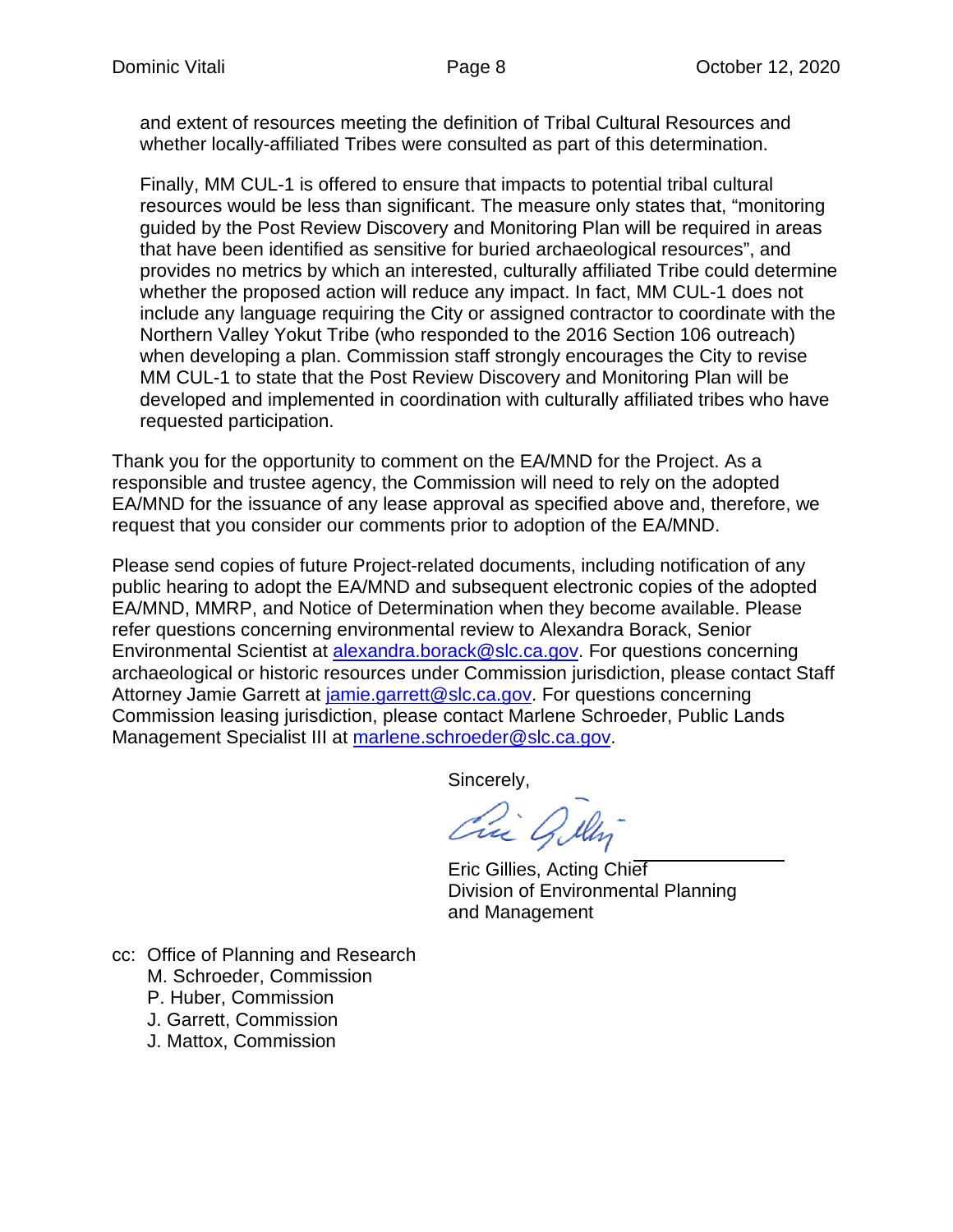and extent of resources meeting the definition of Tribal Cultural Resources and whether locally-affiliated Tribes were consulted as part of this determination.

Finally, MM CUL-1 is offered to ensure that impacts to potential tribal cultural resources would be less than significant. The measure only states that, "monitoring guided by the Post Review Discovery and Monitoring Plan will be required in areas that have been identified as sensitive for buried archaeological resources", and provides no metrics by which an interested, culturally affiliated Tribe could determine whether the proposed action will reduce any impact. In fact, MM CUL-1 does not include any language requiring the City or assigned contractor to coordinate with the Northern Valley Yokut Tribe (who responded to the 2016 Section 106 outreach) when developing a plan. Commission staff strongly encourages the City to revise MM CUL-1 to state that the Post Review Discovery and Monitoring Plan will be developed and implemented in coordination with culturally affiliated tribes who have requested participation.

Thank you for the opportunity to comment on the EA/MND for the Project. As a responsible and trustee agency, the Commission will need to rely on the adopted EA/MND for the issuance of any lease approval as specified above and, therefore, we request that you consider our comments prior to adoption of the EA/MND.

Please send copies of future Project-related documents, including notification of any public hearing to adopt the EA/MND and subsequent electronic copies of the adopted EA/MND, MMRP, and Notice of Determination when they become available. Please refer questions concerning environmental review to Alexandra Borack, Senior Environmental Scientist at alexandra.borack@slc.ca.gov. For questions concerning archaeological or historic resources under Commission jurisdiction, please contact Staff Attorney Jamie Garrett at jamie.garrett@slc.ca.gov. For questions concerning Commission leasing jurisdiction, please contact Marlene Schroeder, Public Lands Management Specialist III at marlene.schroeder@slc.ca.gov.

Sincerely,

Eric Gillies, Acting Chief
Division of Environmental Planning
and Management

cc: Office of Planning and Research
M. Schroeder, Commission
P. Huber, Commission
J. Garrett, Commission
J. Mattox, Commission